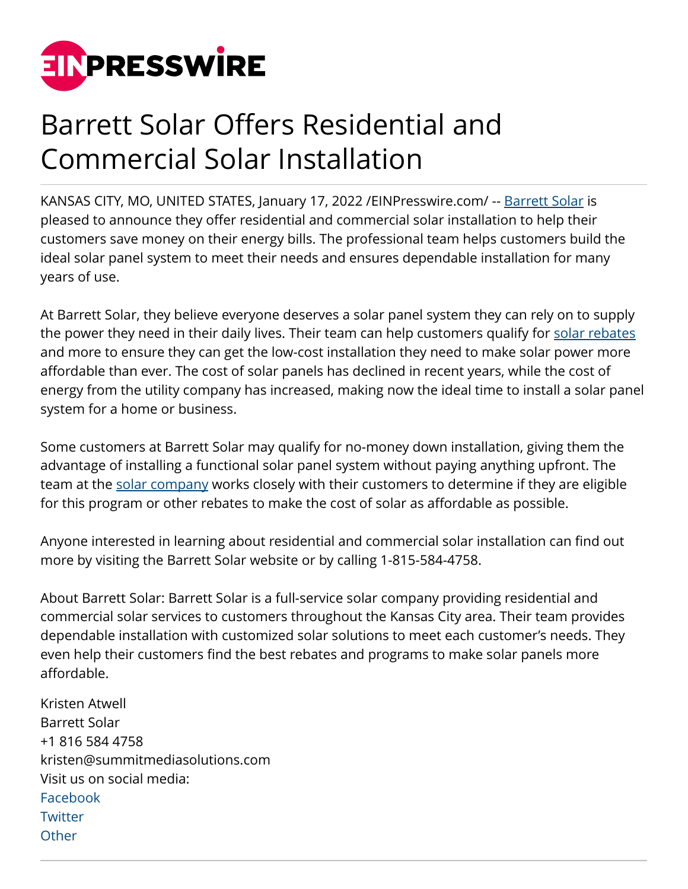# Barrett Solar Offers Residential and Commercial Solar Installation

KANSAS CITY, MO, UNITED STATES, January 17, 2022 /EINPresswire.com/ -- Barrett Solar is pleased to announce they offer residential and commercial solar installation to help their customers save money on their energy bills. The professional team helps customers build the ideal solar panel system to meet their needs and ensures dependable installation for many years of use.

At Barrett Solar, they believe everyone deserves a solar panel system they can rely on to supply the power they need in their daily lives. Their team can help customers qualify for solar rebates and more to ensure they can get the low-cost installation they need to make solar power more affordable than ever. The cost of solar panels has declined in recent years, while the cost of energy from the utility company has increased, making now the ideal time to install a solar panel system for a home or business.

Some customers at Barrett Solar may qualify for no-money down installation, giving them the advantage of installing a functional solar panel system without paying anything upfront. The team at the solar company works closely with their customers to determine if they are eligible for this program or other rebates to make the cost of solar as affordable as possible.

Anyone interested in learning about residential and commercial solar installation can find out more by visiting the Barrett Solar website or by calling 1-815-584-4758.

About Barrett Solar: Barrett Solar is a full-service solar company providing residential and commercial solar services to customers throughout the Kansas City area. Their team provides dependable installation with customized solar solutions to meet each customer's needs. They even help their customers find the best rebates and programs to make solar panels more affordable.

Kristen Atwell
Barrett Solar
+1 816 584 4758
kristen@summitmediasolutions.com
Visit us on social media:
Facebook
Twitter
Other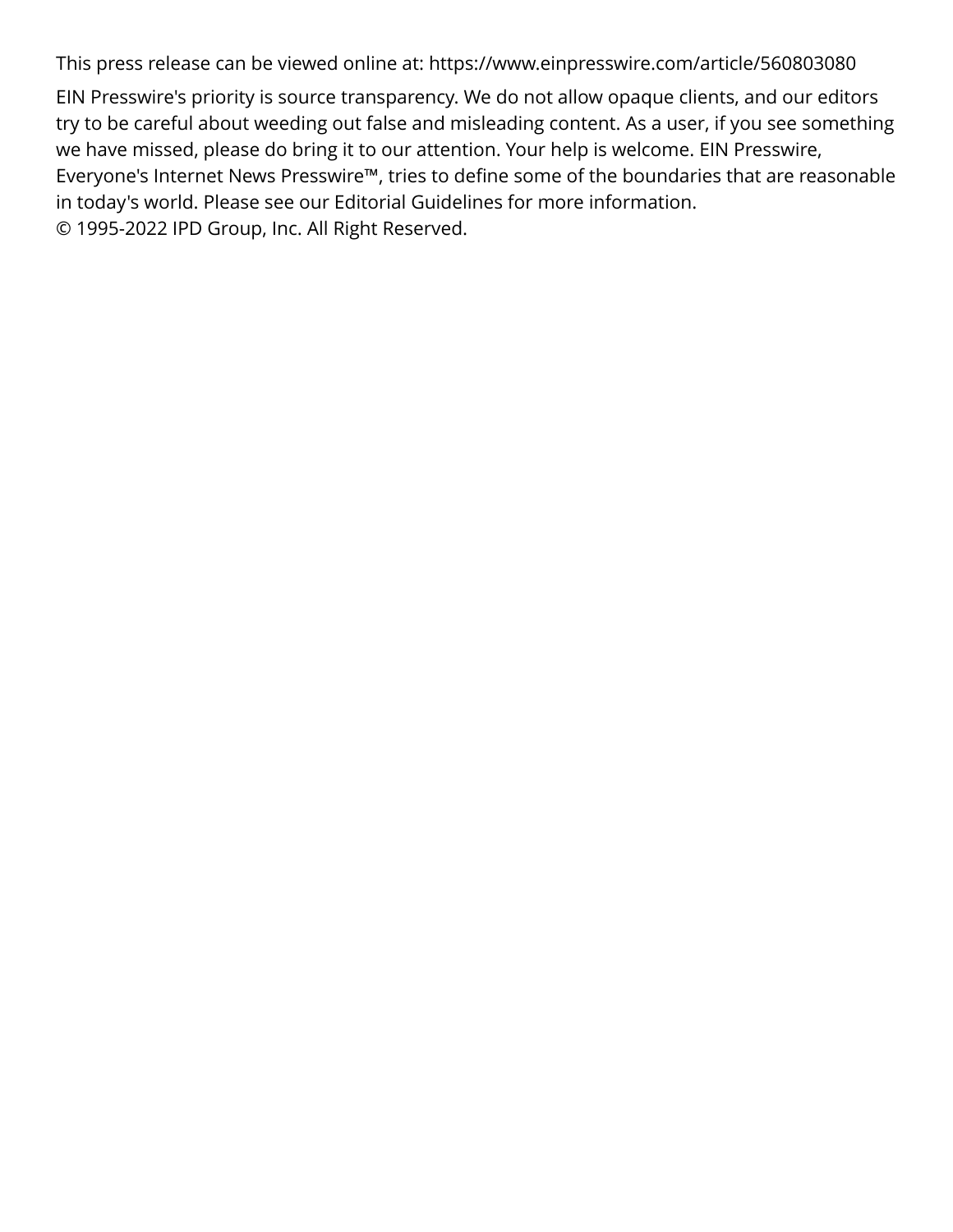This press release can be viewed online at: https://www.einpresswire.com/article/560803080

EIN Presswire's priority is source transparency. We do not allow opaque clients, and our editors try to be careful about weeding out false and misleading content. As a user, if you see something we have missed, please do bring it to our attention. Your help is welcome. EIN Presswire, Everyone's Internet News Presswire™, tries to define some of the boundaries that are reasonable in today's world. Please see our Editorial Guidelines for more information.
© 1995-2022 IPD Group, Inc. All Right Reserved.